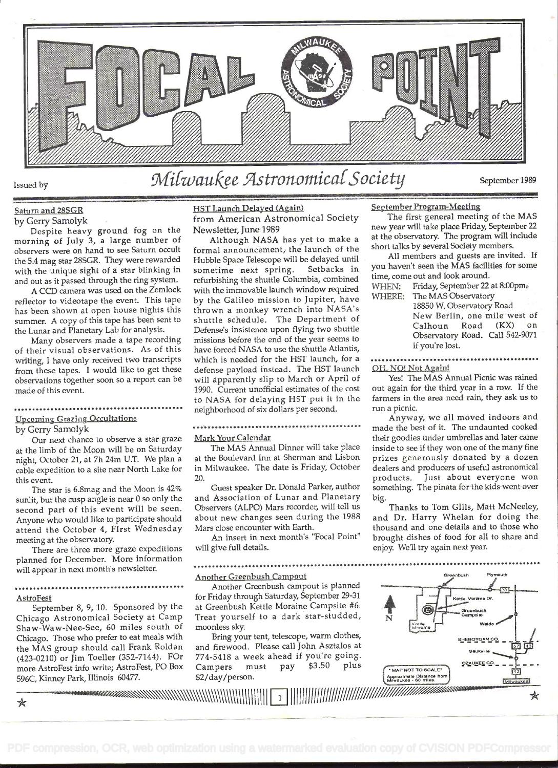# FOCAL POINT

Issued by *Milwaukee Astronomical Society* September 1989

## Saturn and 28SGR

by Gerry Samolyk

Despite heavy ground fog on the morning of July 3, a large number of observers were on hand to see Saturn occult the 5.4 mag star 28SGR. They were rewarded with the unique sight of a star blinking in and out as it passed through the ring system.

A CCD camera was used on the Zemlock reflector to videotape the event. This tape has been shown at open house nights this summer. A copy of this tape has been sent to the Lunar and Planetary Lab for analysis.

Many observers made a tape recording of their visual observations. As of this writing, I have only received two transcripts from these tapes. I would like to get these observations together soon so a report can be made of this event.

## Upcoming Grazing Occultations

by Gerry Samolyk

Our next chance to observe a star graze at the limb of the Moon will be on Saturday night, October 21, at 7h 24m U.T. We plan a cable expedition to a site near North Lake for this event.

The star is 6.8mag and the Moon is 42% sunlit, but the cusp angle is near 0 so only the second part of this event will be seen. Anyone who would like to participate should attend the October 4, FIrst Wednesday meeting at the observatory.

There are three more graze expeditions planned for December. More information will appear in next month's newsletter.

## AstroFest

September 8, 9, 10. Sponsored by the Chicago Astronomical Society at Camp Shaw-Waw-Nee-See, 60 miles south of Chicago. Those who prefer to eat meals with the MAS group should call Frank Roldan (423-0210) or Jim Toeller (352-7144). FOr more AstroFest info write; AstroFest, PO Box 596C, Kinney Park, Illinois 60477.

## HST Launch Delayed (Again)

from American Astronomical Society Newsletter, June 1989

Although NASA has yet to make a formal announcement, the launch of the Hubble Space Telescope will be delayed until sometime next spring. Setbacks in refurbishing the shuttle Columbia, combined with the immovable launch window required by the Galileo mission to Jupiter, have thrown a monkey wrench into NASA's shuttle schedule. The Department of Defense's insistence upon flying two shuttle missions before the end of the year seems to have forced NASA to use the shuttle Atlantis, which is needed for the HST launch, for a defense payload instead. The HST launch will apparently slip to March or April of 1990. Current unofficial estimates of the cost to NASA for delaying HST put it in the neighborhood of six dollars per second.

## Mark Your Calendar

The MAS Annual Dinner will take place at the Boulevard Inn at Sherman and Lisbon in Milwaukee. The date is Friday, October 20.

Guest speaker Dr. Donald Parker, author and Association of Lunar and Planetary Observers (ALPO) Mars recorder, will tell us about new changes seen during the 1988 Mars close encounter with Earth.

An insert in next month's "Focal Point" will give full details.

## September Program-Meeting

The first general meeting of the MAS new year will take place Friday, September 22 at the observatory. The program will include short talks by several Society members.

All members and guests are invited. If you haven't seen the MAS facilities for some time, come out and look around.

WHEN: Friday, September 22 at 8:00pm.

WHERE: The MAS Observatory
18850 W. Observatory Road
New Berlin, one mile west of Calhoun Road (KX) on Observatory Road. Call 542-9071 if you're lost.

## OH, NO! Not Again!

Yes! The MAS Annual Picnic was rained out again for the third year in a row. If the farmers in the area need rain, they ask us to run a picnic.

Anyway, we all moved indoors and made the best of it. The undaunted cooked their goodies under umbrellas and later came inside to see if they won one of the many fine prizes generously donated by a dozen dealers and producers of useful astronomical products. Just about everyone won something. The pinata for the kids went over big.

Thanks to Tom GIlls, Matt McNeeley, and Dr. Harry Whelan for doing the thousand and one details and to those who brought dishes of food for all to share and enjoy. We'll try again next year.

## Another Greenbush Campout

Another Greenbush campout is planned for Friday through Saturday, September 29-31 at Greenbush Kettle Moraine Campsite #6. Treat yourself to a dark star-studded, moonless sky.

Bring your tent, telescope, warm clothes, and firewood. Please call John Asztalos at 774-5418 a week ahead if you're going. Campers must pay $3.50 plus $2/day/person.

Greenbush · Plymouth · 23 · Kettle Moraine Dr. · Greenbush Campsite · Kettle Moraine · Waldo · N · SHEBOYGAN CO. · Saukville · OZAUKEE CO. · 57 · 43 · Milwaukee

* MAP NOT TO SCALE* Approximate Distance from Milwaukee - 60 miles.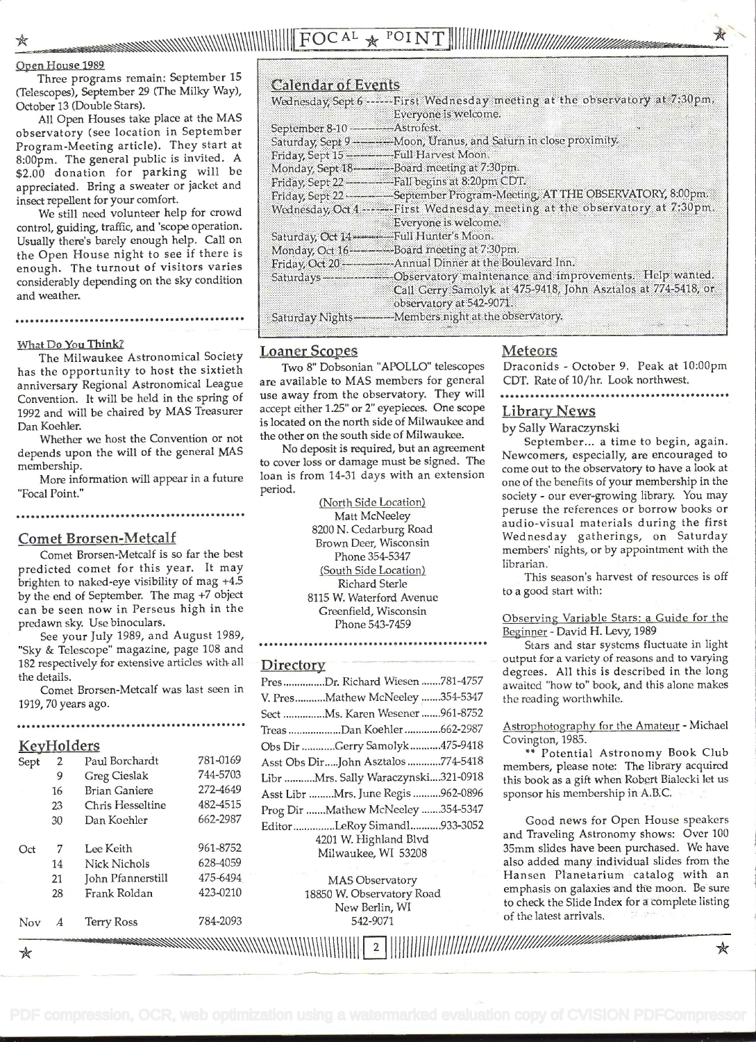## Open House 1989

Three programs remain: September 15 (Telescopes), September 29 (The Milky Way), October 13 (Double Stars).

All Open Houses take place at the MAS observatory (see location in September Program-Meeting article). They start at 8:00pm. The general public is invited. A $2.00 donation for parking will be appreciated. Bring a sweater or jacket and insect repellent for your comfort.

We still need volunteer help for crowd control, guiding, traffic, and 'scope operation. Usually there's barely enough help. Call on the Open House night to see if there is enough. The turnout of visitors varies considerably depending on the sky condition and weather.

## What Do You Think?

The Milwaukee Astronomical Society has the opportunity to host the sixtieth anniversary Regional Astronomical League Convention. It will be held in the spring of 1992 and will be chaired by MAS Treasurer Dan Koehler.

Whether we host the Convention or not depends upon the will of the general MAS membership.

More information will appear in a future "Focal Point."

## Comet Brorsen-Metcalf

Comet Brorsen-Metcalf is so far the best predicted comet for this year. It may brighten to naked-eye visibility of mag +4.5 by the end of September. The mag +7 object can be seen now in Perseus high in the predawn sky. Use binoculars.

See your July 1989, and August 1989, "Sky & Telescope" magazine, page 108 and 182 respectively for extensive articles with all the details.

Comet Brorsen-Metcalf was last seen in 1919, 70 years ago.

## KeyHolders

| | | | |
|---|---|---|---|
| Sept | 2 | Paul Borchardt | 781-0169 |
| | 9 | Greg Cieslak | 744-5703 |
| | 16 | Brian Ganiere | 272-4649 |
| | 23 | Chris Hesseltine | 482-4515 |
| | 30 | Dan Koehler | 662-2987 |
| Oct | 7 | Lee Keith | 961-8752 |
| | 14 | Nick Nichols | 628-4059 |
| | 21 | John Pfannerstill | 475-6494 |
| | 28 | Frank Roldan | 423-0210 |
| Nov | 4 | Terry Ross | 784-2093 |

## Calendar of Events

| | |
|---|---|
| Wednesday, Sept 6 | First Wednesday meeting at the observatory at 7:30pm. Everyone is welcome. |
| September 8-10 | Astrofest. |
| Saturday, Sept 9 | Moon, Uranus, and Saturn in close proximity. |
| Friday, Sept 15 | Full Harvest Moon. |
| Monday, Sept 18 | Board meeting at 7:30pm. |
| Friday, Sept 22 | Fall begins at 8:20pm CDT. |
| Friday, Sept 22 | September Program-Meeting, AT THE OBSERVATORY, 8:00pm. |
| Wednesday, Oct 4 | First Wednesday meeting at the observatory at 7:30pm. Everyone is welcome. |
| Saturday, Oct 14 | Full Hunter's Moon. |
| Monday, Oct 16 | Board meeting at 7:30pm. |
| Friday, Oct 20 | Annual Dinner at the Boulevard Inn. |
| Saturdays | Observatory maintenance and improvements. Help wanted. Call Gerry Samolyk at 475-9418, John Asztalos at 774-5418, or observatory at 542-9071. |
| Saturday Nights | Members night at the observatory. |

## Loaner Scopes

Two 8" Dobsonian "APOLLO" telescopes are available to MAS members for general use away from the observatory. They will accept either 1.25" or 2" eyepieces. One scope is located on the north side of Milwaukee and the other on the south side of Milwaukee.

No deposit is required, but an agreement to cover loss or damage must be signed. The loan is from 14-31 days with an extension period.

(North Side Location)
Matt McNeeley
8200 N. Cedarburg Road
Brown Deer, Wisconsin
Phone 354-5347

(South Side Location)
Richard Sterle
8115 W. Waterford Avenue
Greenfield, Wisconsin
Phone 543-7459

## Directory

| | | |
|---|---|---|
| Pres | Dr. Richard Wiesen | 781-4757 |
| V. Pres | Mathew McNeeley | 354-5347 |
| Sect | Ms. Karen Wesener | 961-8752 |
| Treas | Dan Koehler | 662-2987 |
| Obs Dir | Gerry Samolyk | 475-9418 |
| Asst Obs Dir | John Asztalos | 774-5418 |
| Libr | Mrs. Sally Waraczynski | 321-0918 |
| Asst Libr | Mrs. June Regis | 962-0896 |
| Prog Dir | Mathew McNeeley | 354-5347 |
| Editor | LeRoy Simandl | 933-3052 |

4201 W. Highland Blvd
Milwaukee, WI 53208

MAS Observatory
18850 W. Observatory Road
New Berlin, WI
542-9071

## Meteors

Draconids - October 9. Peak at 10:00pm CDT. Rate of 10/hr. Look northwest.

## Library News

by Sally Waraczynski

September... a time to begin, again. Newcomers, especially, are encouraged to come out to the observatory to have a look at one of the benefits of your membership in the society - our ever-growing library. You may peruse the references or borrow books or audio-visual materials during the first Wednesday gatherings, on Saturday members' nights, or by appointment with the librarian.

This season's harvest of resources is off to a good start with:

Observing Variable Stars: a Guide for the Beginner - David H. Levy, 1989

Stars and star systems fluctuate in light output for a variety of reasons and to varying degrees. All this is described in the long awaited "how to" book, and this alone makes the reading worthwhile.

Astrophotography for the Amateur - Michael Covington, 1985.

** Potential Astronomy Book Club members, please note: The library acquired this book as a gift when Robert Bialecki let us sponsor his membership in A.B.C.

Good news for Open House speakers and Traveling Astronomy shows: Over 100 35mm slides have been purchased. We have also added many individual slides from the Hansen Planetarium catalog with an emphasis on galaxies and the moon. Be sure to check the Slide Index for a complete listing of the latest arrivals.